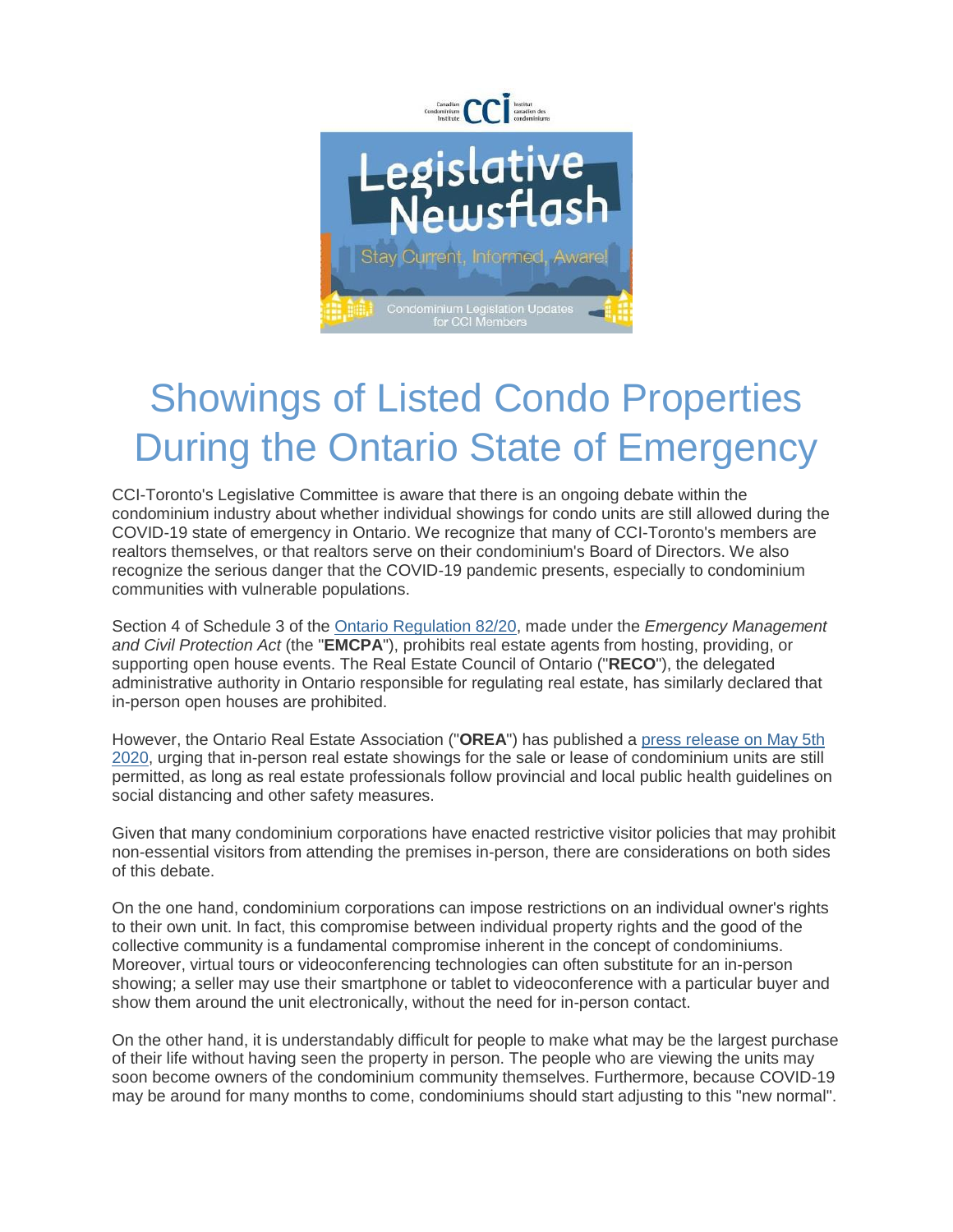# Showings of Listed Condo Properties During the Ontario State of Emergency

CCI-Toronto's Legislative Committee is aware that there is an ongoing debate within the condominium industry about whether individual showings for condo units are still allowed during the COVID-19 state of emergency in Ontario. We recognize that many of CCI-Toronto's members are realtors themselves, or that realtors serve on their condominium's Board of Directors. We also recognize the serious danger that the COVID-19 pandemic presents, especially to condominium communities with vulnerable populations.

Section 4 of Schedule 3 of the Ontario Regulation 82/20, made under the *Emergency Management and Civil Protection Act* (the "**EMCPA**"), prohibits real estate agents from hosting, providing, or supporting open house events. The Real Estate Council of Ontario ("**RECO**"), the delegated administrative authority in Ontario responsible for regulating real estate, has similarly declared that in-person open houses are prohibited.

However, the Ontario Real Estate Association ("**OREA**") has published a press release on May 5th 2020, urging that in-person real estate showings for the sale or lease of condominium units are still permitted, as long as real estate professionals follow provincial and local public health guidelines on social distancing and other safety measures.

Given that many condominium corporations have enacted restrictive visitor policies that may prohibit non-essential visitors from attending the premises in-person, there are considerations on both sides of this debate.

On the one hand, condominium corporations can impose restrictions on an individual owner's rights to their own unit. In fact, this compromise between individual property rights and the good of the collective community is a fundamental compromise inherent in the concept of condominiums. Moreover, virtual tours or videoconferencing technologies can often substitute for an in-person showing; a seller may use their smartphone or tablet to videoconference with a particular buyer and show them around the unit electronically, without the need for in-person contact.

On the other hand, it is understandably difficult for people to make what may be the largest purchase of their life without having seen the property in person. The people who are viewing the units may soon become owners of the condominium community themselves. Furthermore, because COVID-19 may be around for many months to come, condominiums should start adjusting to this "new normal".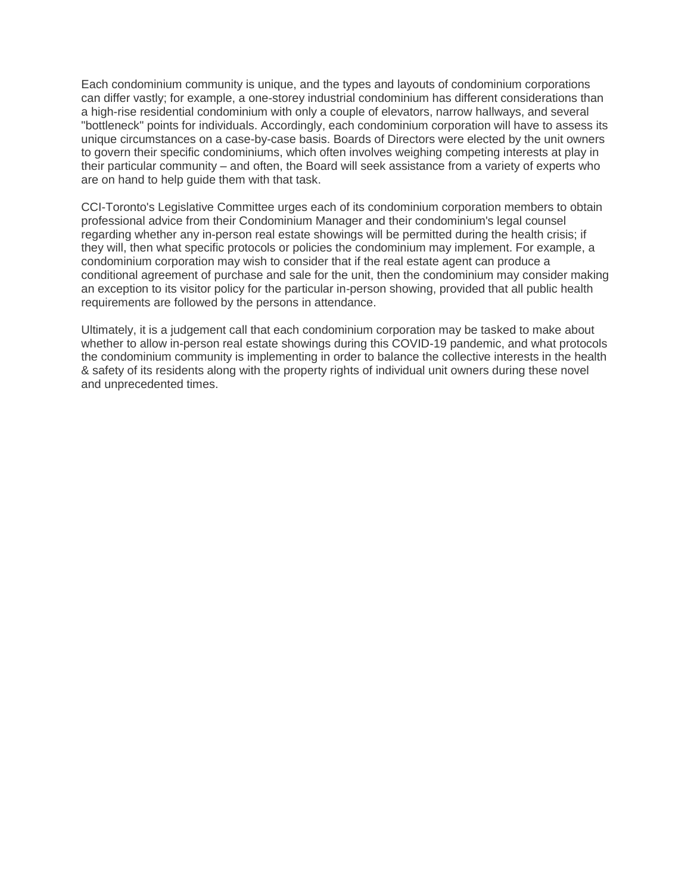Each condominium community is unique, and the types and layouts of condominium corporations can differ vastly; for example, a one-storey industrial condominium has different considerations than a high-rise residential condominium with only a couple of elevators, narrow hallways, and several "bottleneck" points for individuals. Accordingly, each condominium corporation will have to assess its unique circumstances on a case-by-case basis. Boards of Directors were elected by the unit owners to govern their specific condominiums, which often involves weighing competing interests at play in their particular community – and often, the Board will seek assistance from a variety of experts who are on hand to help guide them with that task.

CCI-Toronto's Legislative Committee urges each of its condominium corporation members to obtain professional advice from their Condominium Manager and their condominium's legal counsel regarding whether any in-person real estate showings will be permitted during the health crisis; if they will, then what specific protocols or policies the condominium may implement. For example, a condominium corporation may wish to consider that if the real estate agent can produce a conditional agreement of purchase and sale for the unit, then the condominium may consider making an exception to its visitor policy for the particular in-person showing, provided that all public health requirements are followed by the persons in attendance.

Ultimately, it is a judgement call that each condominium corporation may be tasked to make about whether to allow in-person real estate showings during this COVID-19 pandemic, and what protocols the condominium community is implementing in order to balance the collective interests in the health & safety of its residents along with the property rights of individual unit owners during these novel and unprecedented times.